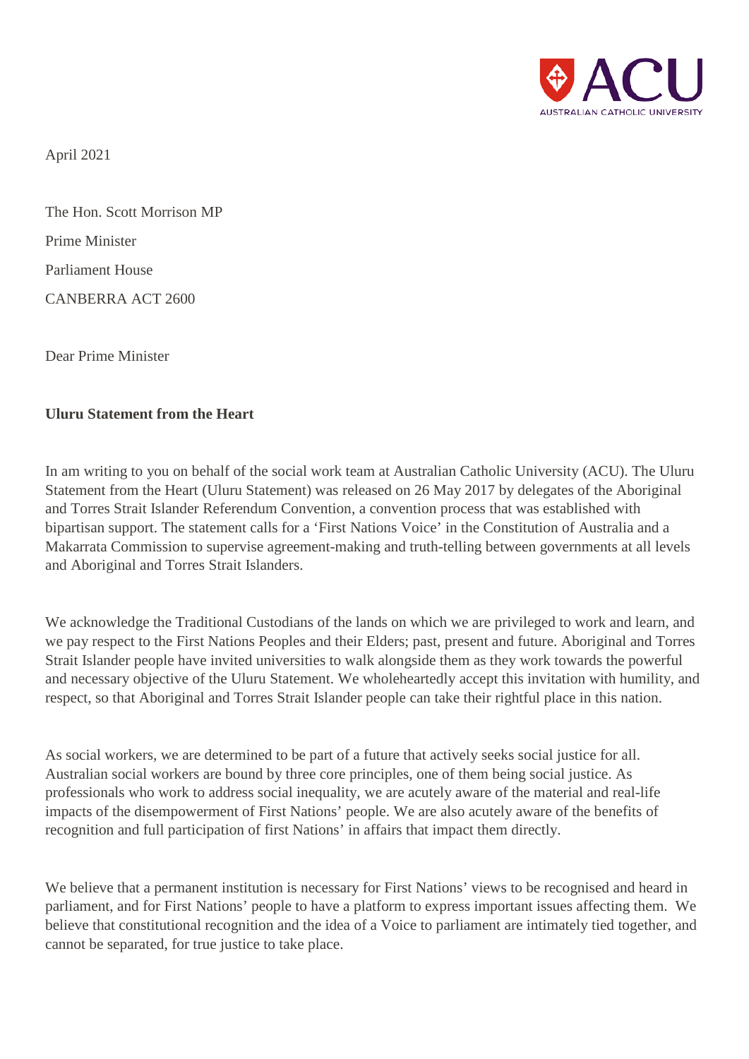April 2021

The Hon. Scott Morrison MP

Prime Minister

Parliament House

CANBERRA ACT 2600

Dear Prime Minister

**Uluru Statement from the Heart**

In am writing to you on behalf of the social work team at Australian Catholic University (ACU). The Uluru Statement from the Heart (Uluru Statement) was released on 26 May 2017 by delegates of the Aboriginal and Torres Strait Islander Referendum Convention, a convention process that was established with bipartisan support. The statement calls for a 'First Nations Voice' in the Constitution of Australia and a Makarrata Commission to supervise agreement-making and truth-telling between governments at all levels and Aboriginal and Torres Strait Islanders.

We acknowledge the Traditional Custodians of the lands on which we are privileged to work and learn, and we pay respect to the First Nations Peoples and their Elders; past, present and future. Aboriginal and Torres Strait Islander people have invited universities to walk alongside them as they work towards the powerful and necessary objective of the Uluru Statement. We wholeheartedly accept this invitation with humility, and respect, so that Aboriginal and Torres Strait Islander people can take their rightful place in this nation.

As social workers, we are determined to be part of a future that actively seeks social justice for all. Australian social workers are bound by three core principles, one of them being social justice. As professionals who work to address social inequality, we are acutely aware of the material and real-life impacts of the disempowerment of First Nations' people. We are also acutely aware of the benefits of recognition and full participation of first Nations' in affairs that impact them directly.

We believe that a permanent institution is necessary for First Nations' views to be recognised and heard in parliament, and for First Nations' people to have a platform to express important issues affecting them. We believe that constitutional recognition and the idea of a Voice to parliament are intimately tied together, and cannot be separated, for true justice to take place.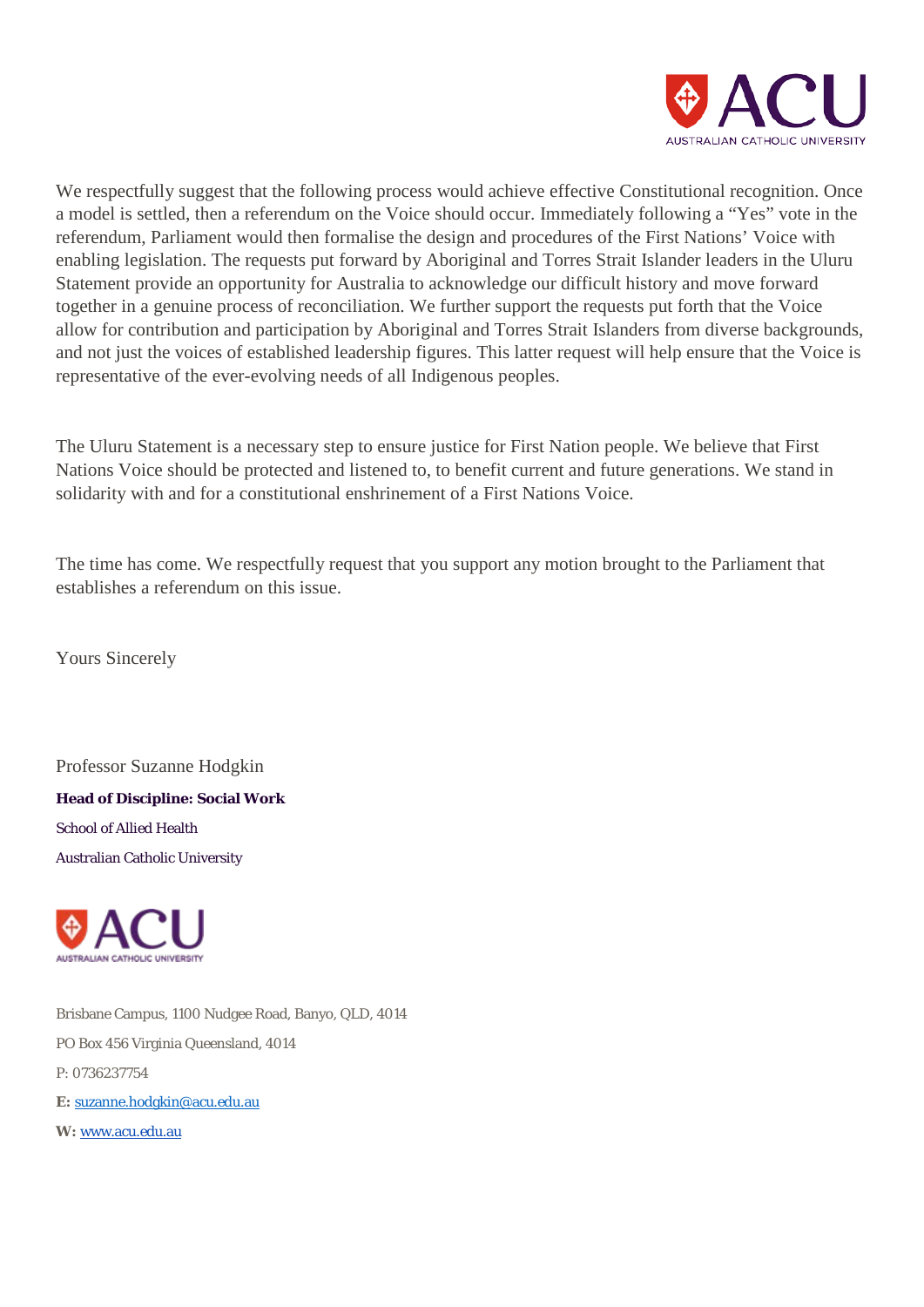We respectfully suggest that the following process would achieve effective Constitutional recognition. Once a model is settled, then a referendum on the Voice should occur. Immediately following a "Yes" vote in the referendum, Parliament would then formalise the design and procedures of the First Nations' Voice with enabling legislation. The requests put forward by Aboriginal and Torres Strait Islander leaders in the Uluru Statement provide an opportunity for Australia to acknowledge our difficult history and move forward together in a genuine process of reconciliation. We further support the requests put forth that the Voice allow for contribution and participation by Aboriginal and Torres Strait Islanders from diverse backgrounds, and not just the voices of established leadership figures. This latter request will help ensure that the Voice is representative of the ever-evolving needs of all Indigenous peoples.

The Uluru Statement is a necessary step to ensure justice for First Nation people. We believe that First Nations Voice should be protected and listened to, to benefit current and future generations. We stand in solidarity with and for a constitutional enshrinement of a First Nations Voice.

The time has come. We respectfully request that you support any motion brought to the Parliament that establishes a referendum on this issue.

Yours Sincerely

Professor Suzanne Hodgkin

**Head of Discipline: Social Work**

School of Allied Health

Australian Catholic University

ACU
AUSTRALIAN CATHOLIC UNIVERSITY

Brisbane Campus, 1100 Nudgee Road, Banyo, QLD, 4014

PO Box 456 Virginia Queensland, 4014

P: 0736237754

**E:** suzanne.hodgkin@acu.edu.au

**W:** www.acu.edu.au